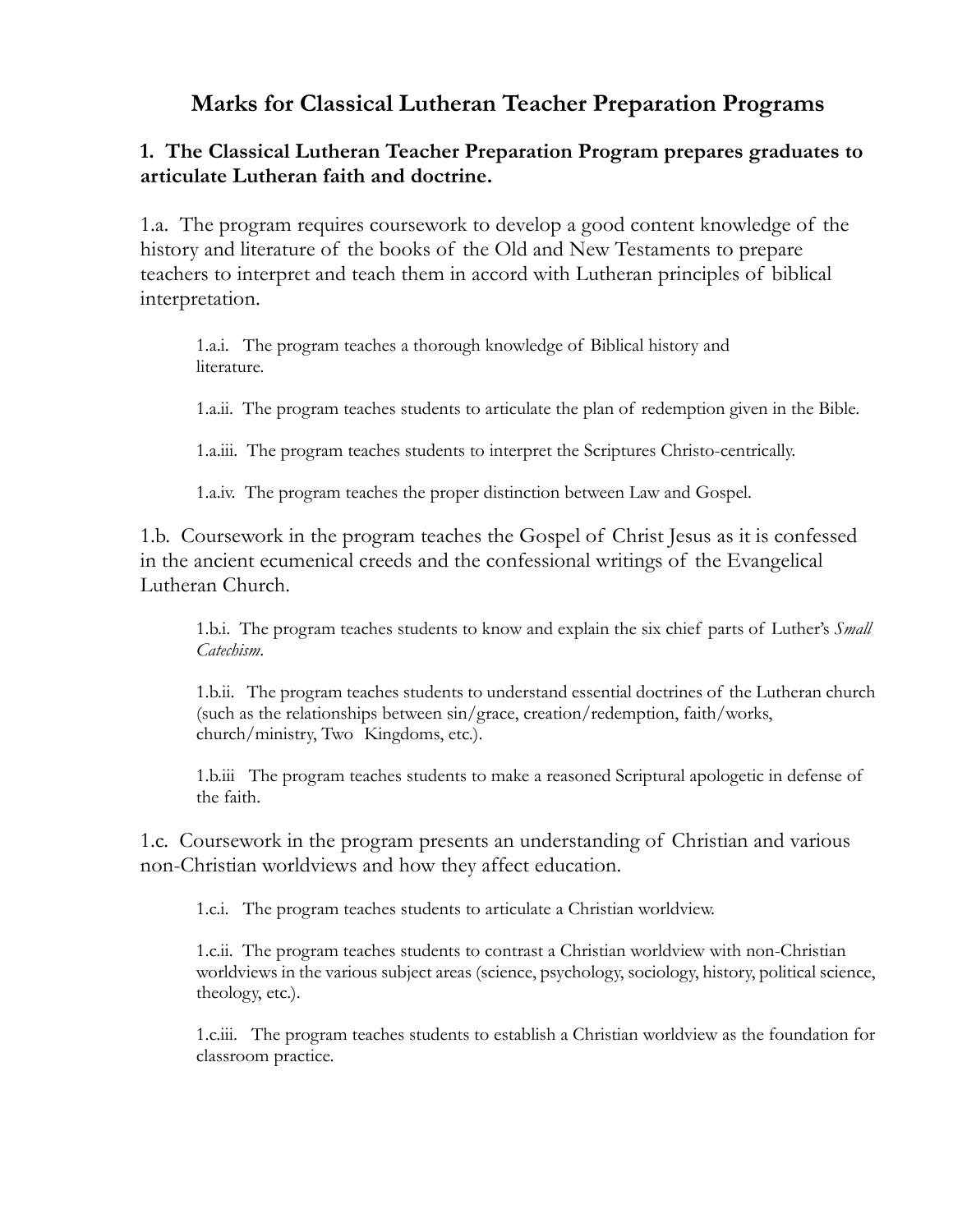# Marks for Classical Lutheran Teacher Preparation Programs

## 1. The Classical Lutheran Teacher Preparation Program prepares graduates to articulate Lutheran faith and doctrine.

1.a. The program requires coursework to develop a good content knowledge of the history and literature of the books of the Old and New Testaments to prepare teachers to interpret and teach them in accord with Lutheran principles of biblical interpretation.

> 1.a.i. The program teaches a thorough knowledge of Biblical history and literature.
>
> 1.a.ii. The program teaches students to articulate the plan of redemption given in the Bible.
>
> 1.a.iii. The program teaches students to interpret the Scriptures Christo-centrically.
>
> 1.a.iv. The program teaches the proper distinction between Law and Gospel.

1.b. Coursework in the program teaches the Gospel of Christ Jesus as it is confessed in the ancient ecumenical creeds and the confessional writings of the Evangelical Lutheran Church.

> 1.b.i. The program teaches students to know and explain the six chief parts of Luther's *Small Catechism*.
>
> 1.b.ii. The program teaches students to understand essential doctrines of the Lutheran church (such as the relationships between sin/grace, creation/redemption, faith/works, church/ministry, Two Kingdoms, etc.).
>
> 1.b.iii The program teaches students to make a reasoned Scriptural apologetic in defense of the faith.

1.c. Coursework in the program presents an understanding of Christian and various non-Christian worldviews and how they affect education.

> 1.c.i. The program teaches students to articulate a Christian worldview.
>
> 1.c.ii. The program teaches students to contrast a Christian worldview with non-Christian worldviews in the various subject areas (science, psychology, sociology, history, political science, theology, etc.).
>
> 1.c.iii. The program teaches students to establish a Christian worldview as the foundation for classroom practice.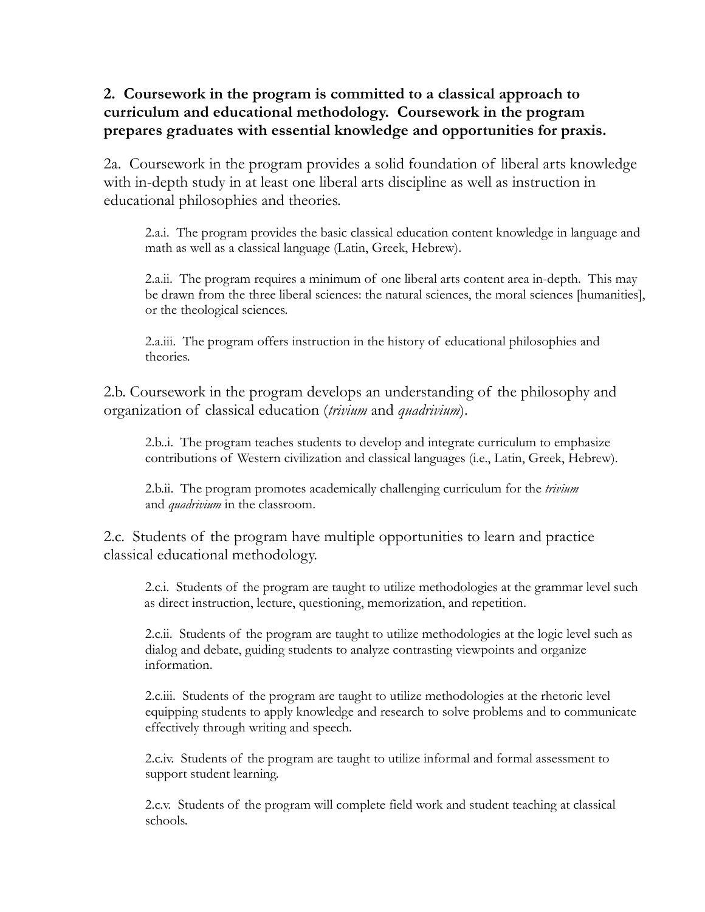**2. Coursework in the program is committed to a classical approach to curriculum and educational methodology. Coursework in the program prepares graduates with essential knowledge and opportunities for praxis.**

2a. Coursework in the program provides a solid foundation of liberal arts knowledge with in-depth study in at least one liberal arts discipline as well as instruction in educational philosophies and theories.

> 2.a.i. The program provides the basic classical education content knowledge in language and math as well as a classical language (Latin, Greek, Hebrew).
>
> 2.a.ii. The program requires a minimum of one liberal arts content area in-depth. This may be drawn from the three liberal sciences: the natural sciences, the moral sciences [humanities], or the theological sciences.
>
> 2.a.iii. The program offers instruction in the history of educational philosophies and theories.

2.b. Coursework in the program develops an understanding of the philosophy and organization of classical education (*trivium* and *quadrivium*).

> 2.b..i. The program teaches students to develop and integrate curriculum to emphasize contributions of Western civilization and classical languages (i.e., Latin, Greek, Hebrew).
>
> 2.b.ii. The program promotes academically challenging curriculum for the *trivium* and *quadrivium* in the classroom.

2.c. Students of the program have multiple opportunities to learn and practice classical educational methodology.

> 2.c.i. Students of the program are taught to utilize methodologies at the grammar level such as direct instruction, lecture, questioning, memorization, and repetition.
>
> 2.c.ii. Students of the program are taught to utilize methodologies at the logic level such as dialog and debate, guiding students to analyze contrasting viewpoints and organize information.
>
> 2.c.iii. Students of the program are taught to utilize methodologies at the rhetoric level equipping students to apply knowledge and research to solve problems and to communicate effectively through writing and speech.
>
> 2.c.iv. Students of the program are taught to utilize informal and formal assessment to support student learning.
>
> 2.c.v. Students of the program will complete field work and student teaching at classical schools.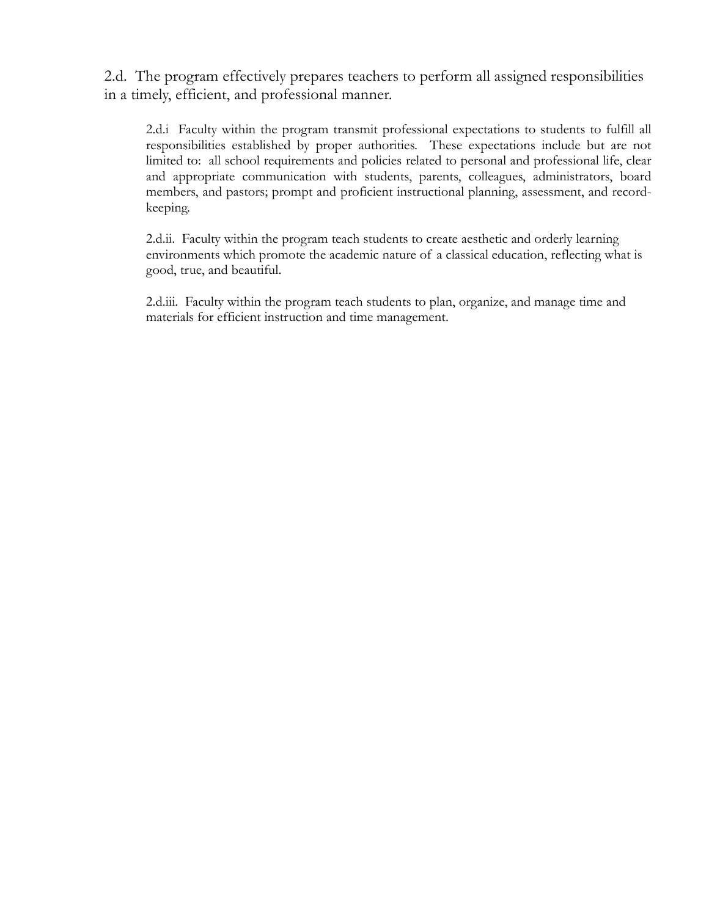2.d. The program effectively prepares teachers to perform all assigned responsibilities in a timely, efficient, and professional manner.

> 2.d.i Faculty within the program transmit professional expectations to students to fulfill all responsibilities established by proper authorities. These expectations include but are not limited to: all school requirements and policies related to personal and professional life, clear and appropriate communication with students, parents, colleagues, administrators, board members, and pastors; prompt and proficient instructional planning, assessment, and record-keeping.
>
> 2.d.ii. Faculty within the program teach students to create aesthetic and orderly learning environments which promote the academic nature of a classical education, reflecting what is good, true, and beautiful.
>
> 2.d.iii. Faculty within the program teach students to plan, organize, and manage time and materials for efficient instruction and time management.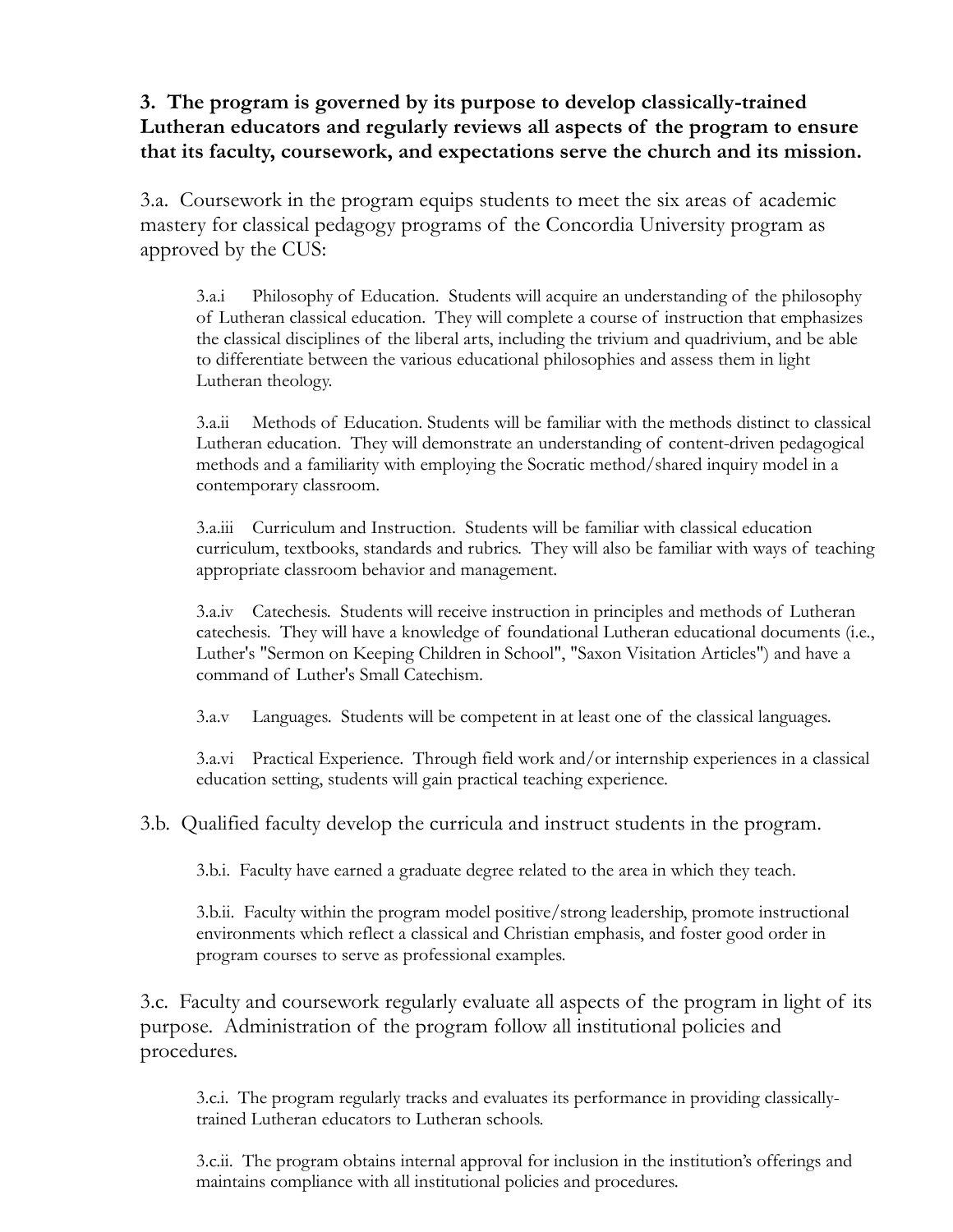**3. The program is governed by its purpose to develop classically-trained Lutheran educators and regularly reviews all aspects of the program to ensure that its faculty, coursework, and expectations serve the church and its mission.**

3.a. Coursework in the program equips students to meet the six areas of academic mastery for classical pedagogy programs of the Concordia University program as approved by the CUS:

> 3.a.i Philosophy of Education. Students will acquire an understanding of the philosophy of Lutheran classical education. They will complete a course of instruction that emphasizes the classical disciplines of the liberal arts, including the trivium and quadrivium, and be able to differentiate between the various educational philosophies and assess them in light Lutheran theology.
>
> 3.a.ii Methods of Education. Students will be familiar with the methods distinct to classical Lutheran education. They will demonstrate an understanding of content-driven pedagogical methods and a familiarity with employing the Socratic method/shared inquiry model in a contemporary classroom.
>
> 3.a.iii Curriculum and Instruction. Students will be familiar with classical education curriculum, textbooks, standards and rubrics. They will also be familiar with ways of teaching appropriate classroom behavior and management.
>
> 3.a.iv Catechesis. Students will receive instruction in principles and methods of Lutheran catechesis. They will have a knowledge of foundational Lutheran educational documents (i.e., Luther's "Sermon on Keeping Children in School", "Saxon Visitation Articles") and have a command of Luther's Small Catechism.
>
> 3.a.v Languages. Students will be competent in at least one of the classical languages.
>
> 3.a.vi Practical Experience. Through field work and/or internship experiences in a classical education setting, students will gain practical teaching experience.

3.b. Qualified faculty develop the curricula and instruct students in the program.

> 3.b.i. Faculty have earned a graduate degree related to the area in which they teach.
>
> 3.b.ii. Faculty within the program model positive/strong leadership, promote instructional environments which reflect a classical and Christian emphasis, and foster good order in program courses to serve as professional examples.

3.c. Faculty and coursework regularly evaluate all aspects of the program in light of its purpose. Administration of the program follow all institutional policies and procedures.

> 3.c.i. The program regularly tracks and evaluates its performance in providing classically-trained Lutheran educators to Lutheran schools.
>
> 3.c.ii. The program obtains internal approval for inclusion in the institution's offerings and maintains compliance with all institutional policies and procedures.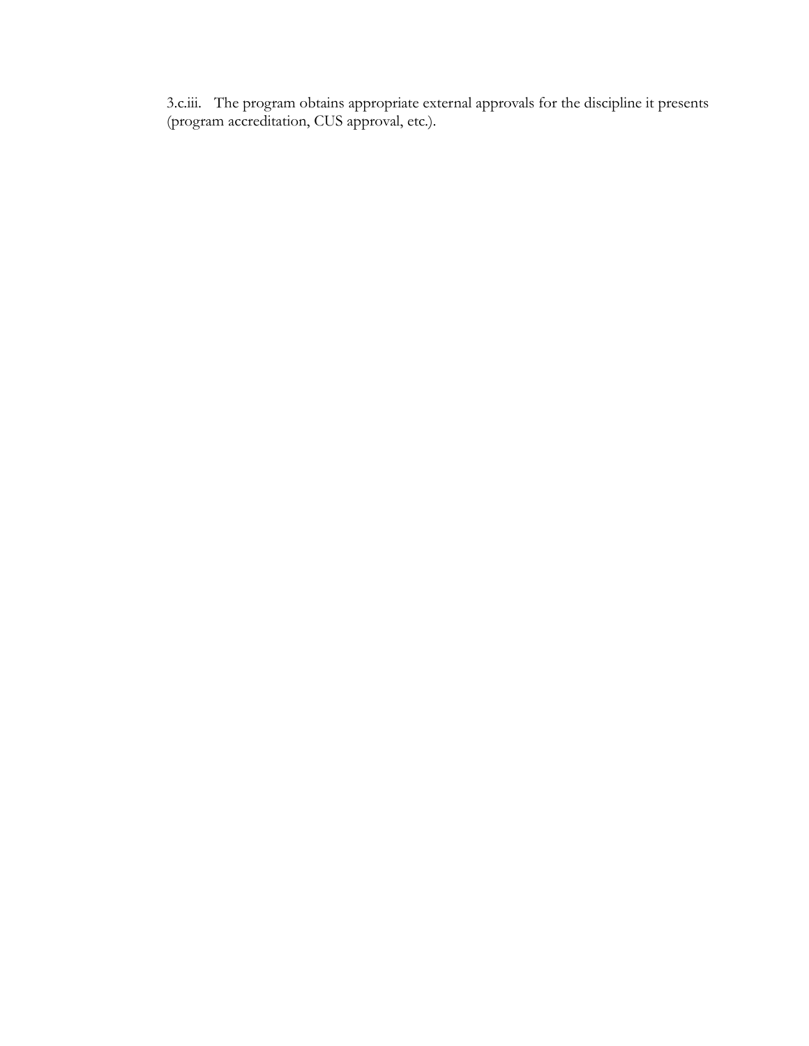3.c.iii. The program obtains appropriate external approvals for the discipline it presents (program accreditation, CUS approval, etc.).